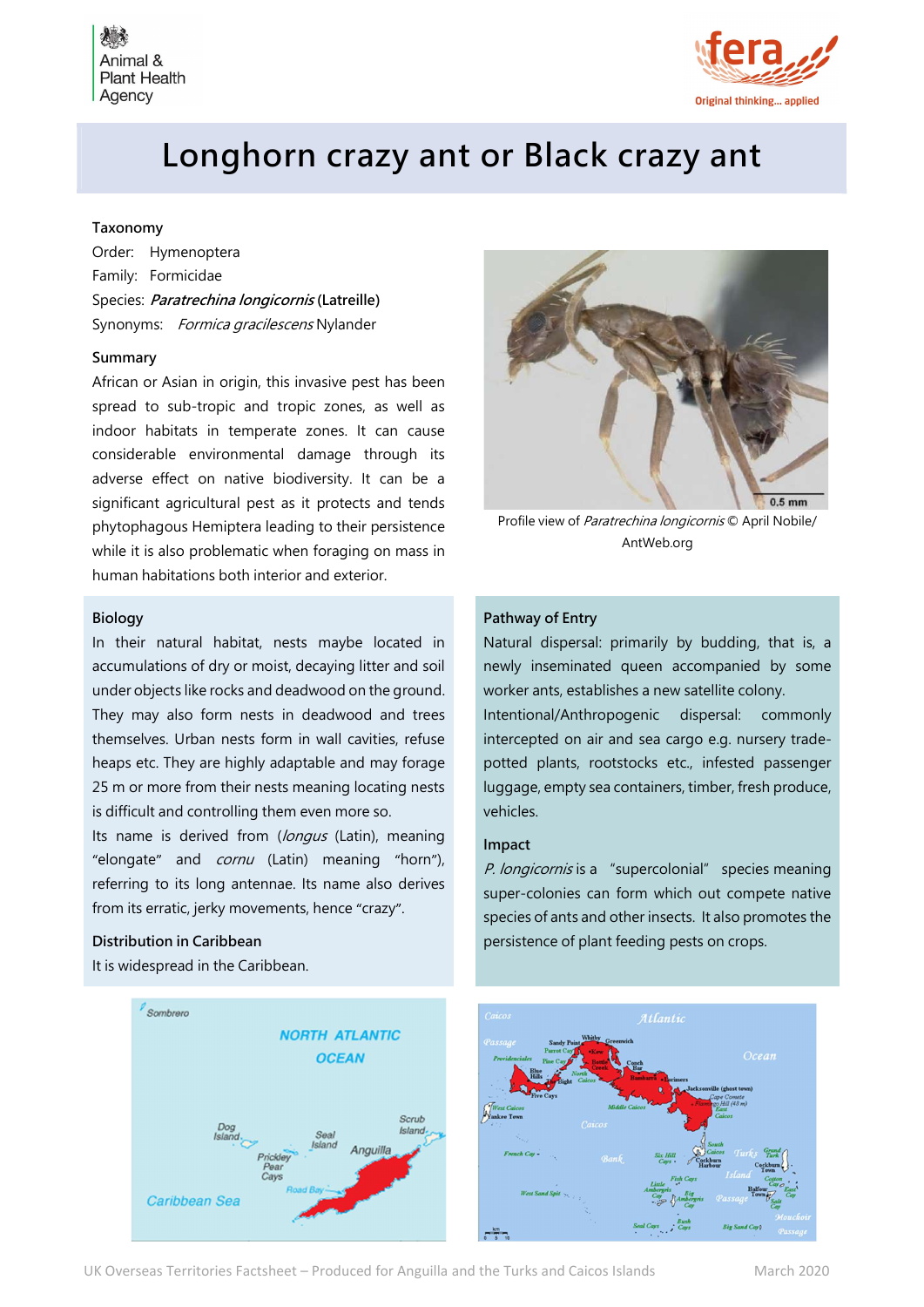# Longhorn crazy ant or Black crazy ant

### Taxonomy

Order: Hymenoptera

Family: Formicidae

Species: ***Paratrechina longicornis*** **(Latreille)**

Synonyms: *Formica gracilescens* Nylander

### Summary

African or Asian in origin, this invasive pest has been spread to sub-tropic and tropic zones, as well as indoor habitats in temperate zones. It can cause considerable environmental damage through its adverse effect on native biodiversity. It can be a significant agricultural pest as it protects and tends phytophagous Hemiptera leading to their persistence while it is also problematic when foraging on mass in human habitations both interior and exterior.

Profile view of *Paratrechina longicornis* © April Nobile/ AntWeb.org

### Biology

In their natural habitat, nests maybe located in accumulations of dry or moist, decaying litter and soil under objects like rocks and deadwood on the ground. They may also form nests in deadwood and trees themselves. Urban nests form in wall cavities, refuse heaps etc. They are highly adaptable and may forage 25 m or more from their nests meaning locating nests is difficult and controlling them even more so.

Its name is derived from (*longus* (Latin), meaning "elongate" and *cornu* (Latin) meaning "horn"), referring to its long antennae. Its name also derives from its erratic, jerky movements, hence "crazy".

### Distribution in Caribbean

It is widespread in the Caribbean.

### Pathway of Entry

Natural dispersal: primarily by budding, that is, a newly inseminated queen accompanied by some worker ants, establishes a new satellite colony.

Intentional/Anthropogenic dispersal: commonly intercepted on air and sea cargo e.g. nursery trade-potted plants, rootstocks etc., infested passenger luggage, empty sea containers, timber, fresh produce, vehicles.

### Impact

*P. longicornis* is a "supercolonial" species meaning super-colonies can form which out compete native species of ants and other insects. It also promotes the persistence of plant feeding pests on crops.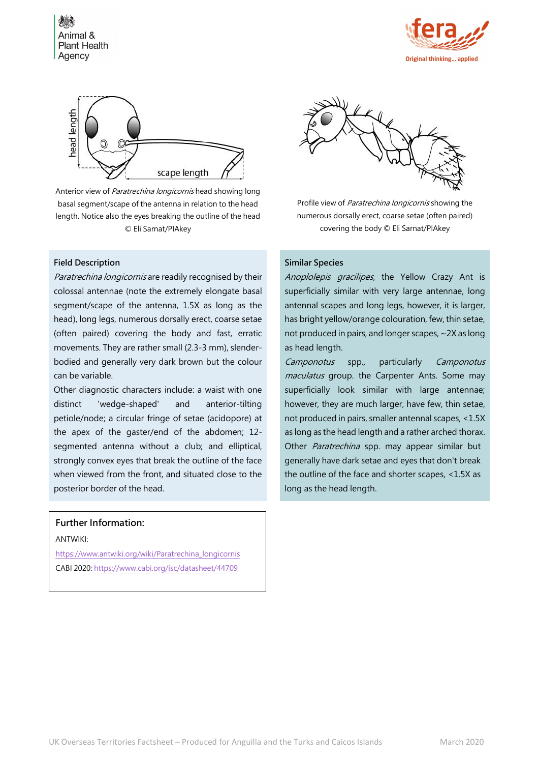Anterior view of *Paratrechina longicornis* head showing long basal segment/scape of the antenna in relation to the head length. Notice also the eyes breaking the outline of the head © Eli Sarnat/PIAkey

Profile view of *Paratrechina longicornis* showing the numerous dorsally erect, coarse setae (often paired) covering the body © Eli Sarnat/PIAkey

### Field Description

*Paratrechina longicornis* are readily recognised by their colossal antennae (note the extremely elongate basal segment/scape of the antenna, 1.5X as long as the head), long legs, numerous dorsally erect, coarse setae (often paired) covering the body and fast, erratic movements. They are rather small (2.3-3 mm), slender-bodied and generally very dark brown but the colour can be variable.

Other diagnostic characters include: a waist with one distinct 'wedge-shaped' and anterior-tilting petiole/node; a circular fringe of setae (acidopore) at the apex of the gaster/end of the abdomen; 12-segmented antenna without a club; and elliptical, strongly convex eyes that break the outline of the face when viewed from the front, and situated close to the posterior border of the head.

### Similar Species

*Anoplolepis gracilipes*, the Yellow Crazy Ant is superficially similar with very large antennae, long antennal scapes and long legs, however, it is larger, has bright yellow/orange colouration, few, thin setae, not produced in pairs, and longer scapes, ~2X as long as head length.

*Camponotus* spp., particularly *Camponotus maculatus* group. the Carpenter Ants. Some may superficially look similar with large antennae; however, they are much larger, have few, thin setae, not produced in pairs, smaller antennal scapes, <1.5X as long as the head length and a rather arched thorax.

Other *Paratrechina* spp. may appear similar but generally have dark setae and eyes that don't break the outline of the face and shorter scapes, <1.5X as long as the head length.

### Further Information:

ANTWIKI:

https://www.antwiki.org/wiki/Paratrechina_longicornis

CABI 2020: https://www.cabi.org/isc/datasheet/44709